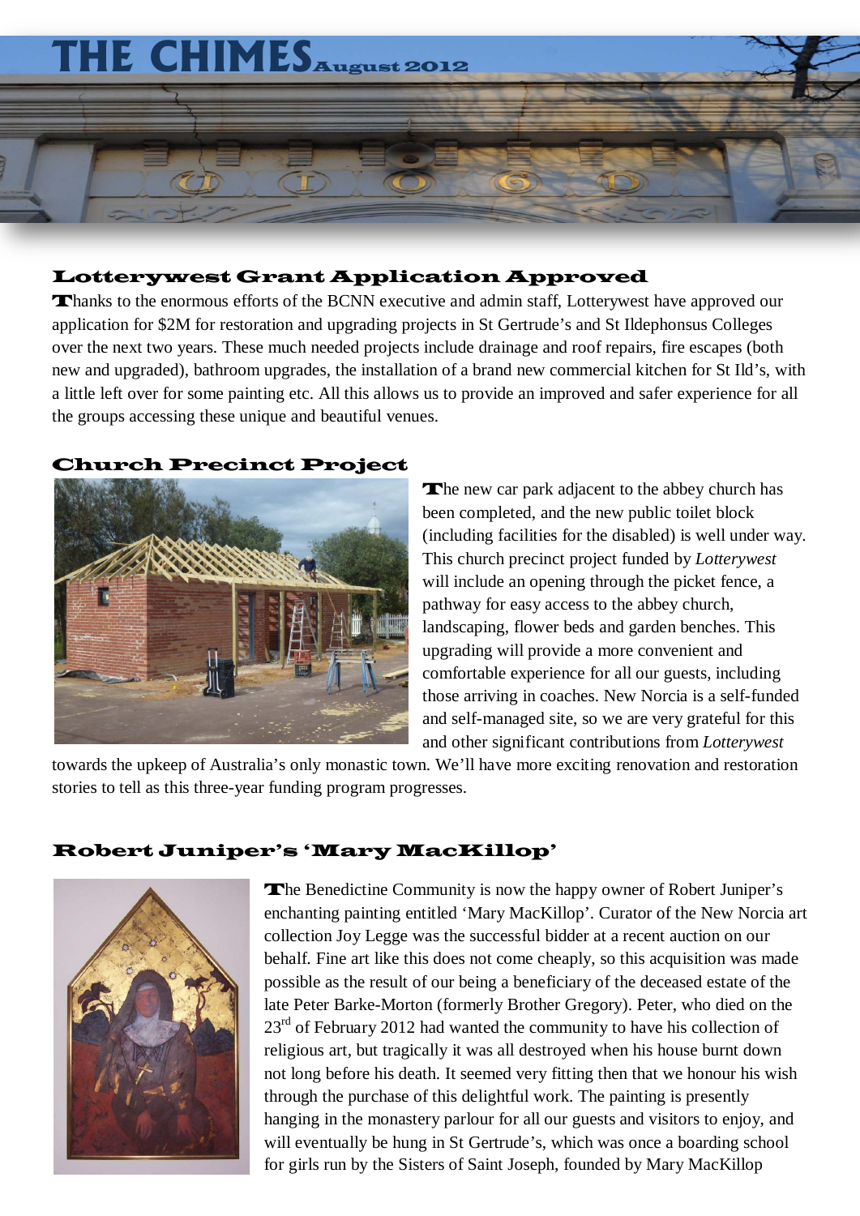# THE CHIMES August 2012

## Lotterywest Grant Application Approved

Thanks to the enormous efforts of the BCNN executive and admin staff, Lotterywest have approved our application for $2M for restoration and upgrading projects in St Gertrude's and St Ildephonsus Colleges over the next two years. These much needed projects include drainage and roof repairs, fire escapes (both new and upgraded), bathroom upgrades, the installation of a brand new commercial kitchen for St Ild's, with a little left over for some painting etc. All this allows us to provide an improved and safer experience for all the groups accessing these unique and beautiful venues.

## Church Precinct Project

The new car park adjacent to the abbey church has been completed, and the new public toilet block (including facilities for the disabled) is well under way. This church precinct project funded by *Lotterywest* will include an opening through the picket fence, a pathway for easy access to the abbey church, landscaping, flower beds and garden benches. This upgrading will provide a more convenient and comfortable experience for all our guests, including those arriving in coaches. New Norcia is a self-funded and self-managed site, so we are very grateful for this and other significant contributions from *Lotterywest* towards the upkeep of Australia's only monastic town. We'll have more exciting renovation and restoration stories to tell as this three-year funding program progresses.

## Robert Juniper's 'Mary MacKillop'

The Benedictine Community is now the happy owner of Robert Juniper's enchanting painting entitled 'Mary MacKillop'. Curator of the New Norcia art collection Joy Legge was the successful bidder at a recent auction on our behalf. Fine art like this does not come cheaply, so this acquisition was made possible as the result of our being a beneficiary of the deceased estate of the late Peter Barke-Morton (formerly Brother Gregory). Peter, who died on the 23rd of February 2012 had wanted the community to have his collection of religious art, but tragically it was all destroyed when his house burnt down not long before his death. It seemed very fitting then that we honour his wish through the purchase of this delightful work. The painting is presently hanging in the monastery parlour for all our guests and visitors to enjoy, and will eventually be hung in St Gertrude's, which was once a boarding school for girls run by the Sisters of Saint Joseph, founded by Mary MacKillop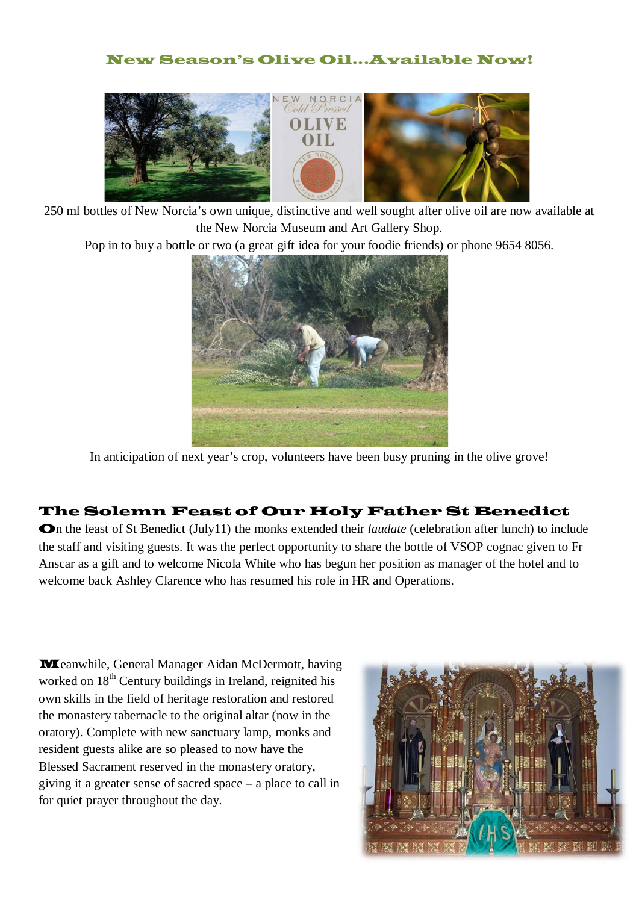## New Season's Olive Oil…Available Now!

250 ml bottles of New Norcia's own unique, distinctive and well sought after olive oil are now available at the New Norcia Museum and Art Gallery Shop.

Pop in to buy a bottle or two (a great gift idea for your foodie friends) or phone 9654 8056.

In anticipation of next year's crop, volunteers have been busy pruning in the olive grove!

## The Solemn Feast of Our Holy Father St Benedict

On the feast of St Benedict (July11) the monks extended their *laudate* (celebration after lunch) to include the staff and visiting guests. It was the perfect opportunity to share the bottle of VSOP cognac given to Fr Anscar as a gift and to welcome Nicola White who has begun her position as manager of the hotel and to welcome back Ashley Clarence who has resumed his role in HR and Operations.

Meanwhile, General Manager Aidan McDermott, having worked on 18th Century buildings in Ireland, reignited his own skills in the field of heritage restoration and restored the monastery tabernacle to the original altar (now in the oratory). Complete with new sanctuary lamp, monks and resident guests alike are so pleased to now have the Blessed Sacrament reserved in the monastery oratory, giving it a greater sense of sacred space – a place to call in for quiet prayer throughout the day.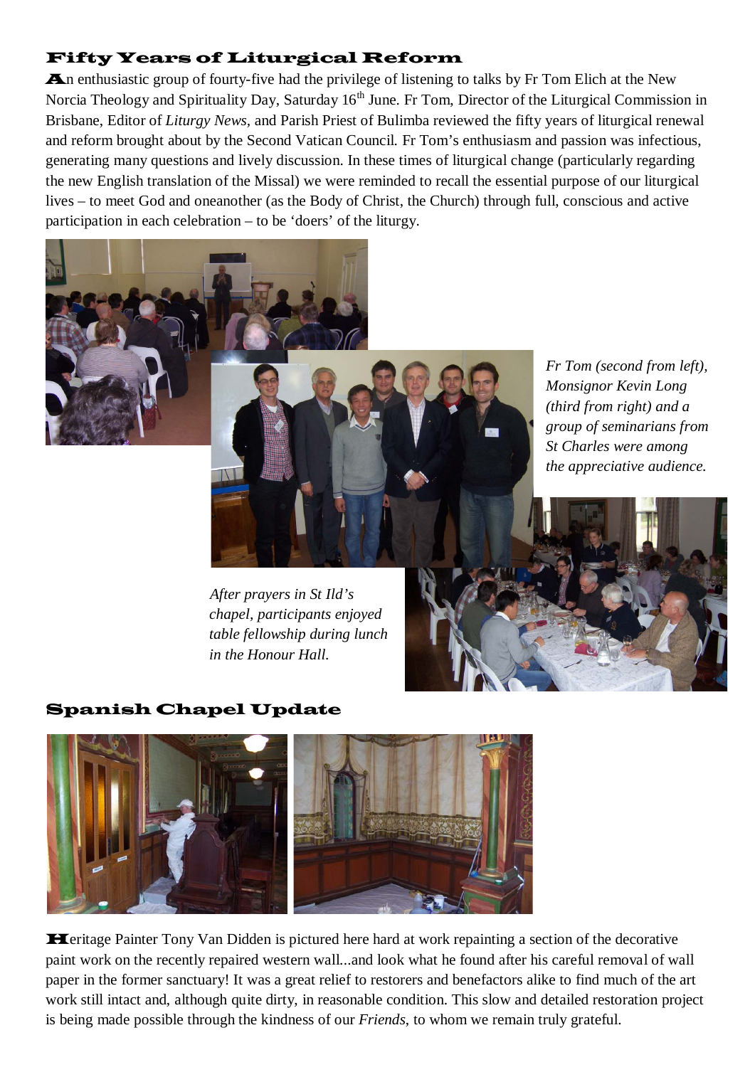## Fifty Years of Liturgical Reform

An enthusiastic group of fourty-five had the privilege of listening to talks by Fr Tom Elich at the New Norcia Theology and Spirituality Day, Saturday 16th June. Fr Tom, Director of the Liturgical Commission in Brisbane, Editor of *Liturgy News*, and Parish Priest of Bulimba reviewed the fifty years of liturgical renewal and reform brought about by the Second Vatican Council. Fr Tom's enthusiasm and passion was infectious, generating many questions and lively discussion. In these times of liturgical change (particularly regarding the new English translation of the Missal) we were reminded to recall the essential purpose of our liturgical lives – to meet God and oneanother (as the Body of Christ, the Church) through full, conscious and active participation in each celebration – to be 'doers' of the liturgy.

*Fr Tom (second from left), Monsignor Kevin Long (third from right) and a group of seminarians from St Charles were among the appreciative audience.*

*After prayers in St Ild's chapel, participants enjoyed table fellowship during lunch in the Honour Hall.*

## Spanish Chapel Update

Heritage Painter Tony Van Didden is pictured here hard at work repainting a section of the decorative paint work on the recently repaired western wall...and look what he found after his careful removal of wall paper in the former sanctuary! It was a great relief to restorers and benefactors alike to find much of the art work still intact and, although quite dirty, in reasonable condition. This slow and detailed restoration project is being made possible through the kindness of our *Friends*, to whom we remain truly grateful.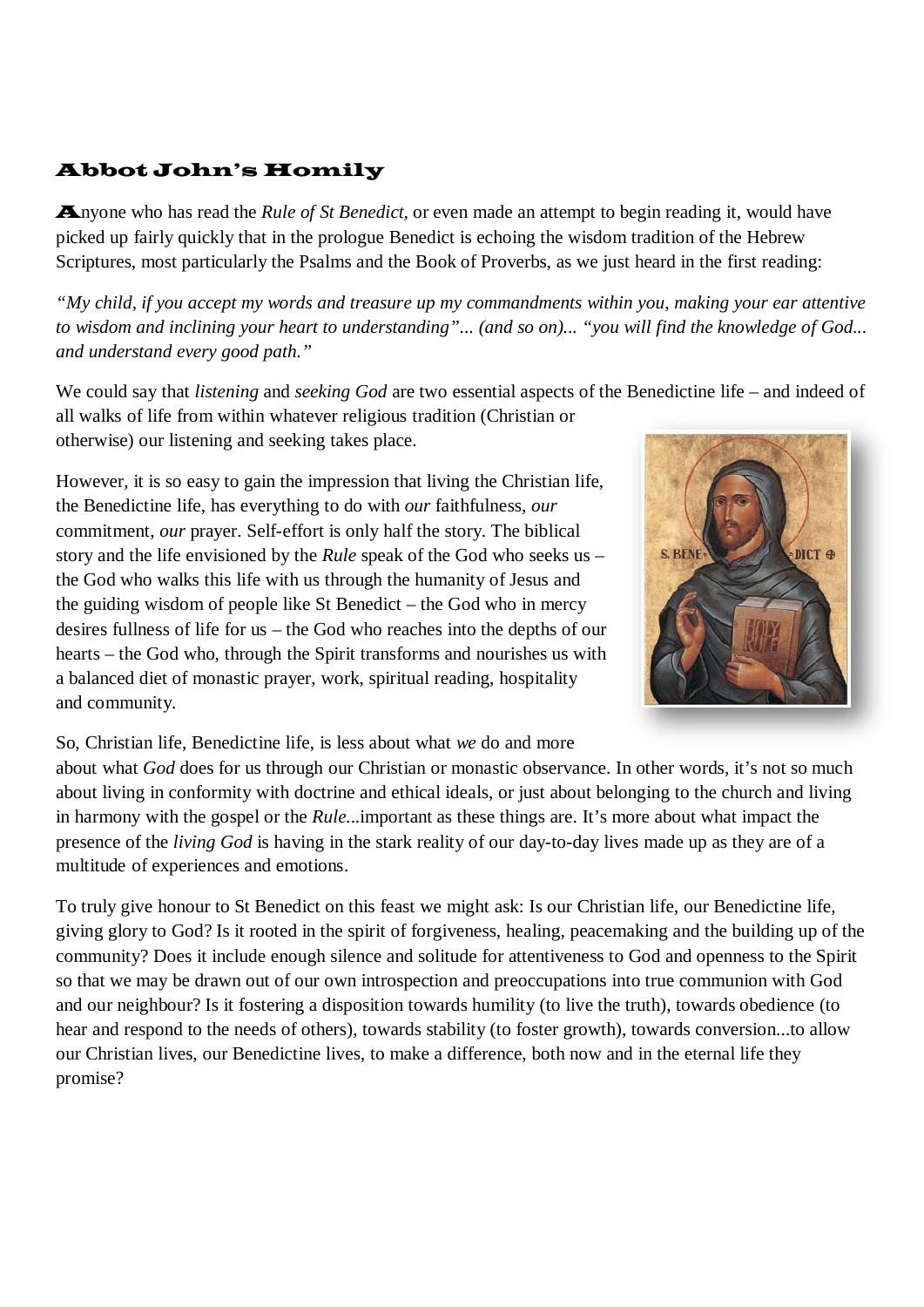## Abbot John's Homily

Anyone who has read the *Rule of St Benedict*, or even made an attempt to begin reading it, would have picked up fairly quickly that in the prologue Benedict is echoing the wisdom tradition of the Hebrew Scriptures, most particularly the Psalms and the Book of Proverbs, as we just heard in the first reading:

*"My child, if you accept my words and treasure up my commandments within you, making your ear attentive to wisdom and inclining your heart to understanding"... (and so on)... "you will find the knowledge of God... and understand every good path."*

We could say that *listening* and *seeking God* are two essential aspects of the Benedictine life – and indeed of all walks of life from within whatever religious tradition (Christian or otherwise) our listening and seeking takes place.

However, it is so easy to gain the impression that living the Christian life, the Benedictine life, has everything to do with *our* faithfulness, *our* commitment, *our* prayer. Self-effort is only half the story. The biblical story and the life envisioned by the *Rule* speak of the God who seeks us – the God who walks this life with us through the humanity of Jesus and the guiding wisdom of people like St Benedict – the God who in mercy desires fullness of life for us – the God who reaches into the depths of our hearts – the God who, through the Spirit transforms and nourishes us with a balanced diet of monastic prayer, work, spiritual reading, hospitality and community.

So, Christian life, Benedictine life, is less about what *we* do and more about what *God* does for us through our Christian or monastic observance. In other words, it's not so much about living in conformity with doctrine and ethical ideals, or just about belonging to the church and living in harmony with the gospel or the *Rule*...important as these things are. It's more about what impact the presence of the *living God* is having in the stark reality of our day-to-day lives made up as they are of a multitude of experiences and emotions.

To truly give honour to St Benedict on this feast we might ask: Is our Christian life, our Benedictine life, giving glory to God? Is it rooted in the spirit of forgiveness, healing, peacemaking and the building up of the community? Does it include enough silence and solitude for attentiveness to God and openness to the Spirit so that we may be drawn out of our own introspection and preoccupations into true communion with God and our neighbour? Is it fostering a disposition towards humility (to live the truth), towards obedience (to hear and respond to the needs of others), towards stability (to foster growth), towards conversion...to allow our Christian lives, our Benedictine lives, to make a difference, both now and in the eternal life they promise?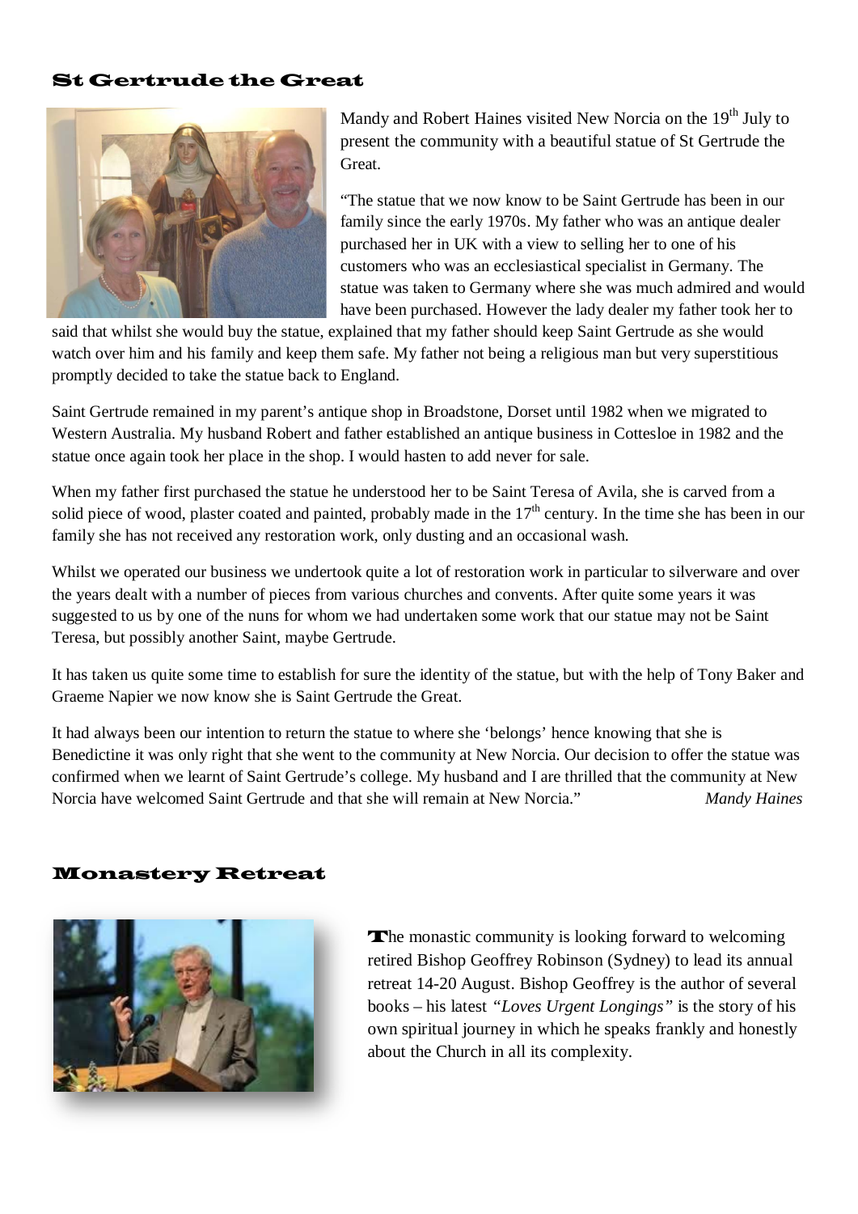## St Gertrude the Great

Mandy and Robert Haines visited New Norcia on the 19th July to present the community with a beautiful statue of St Gertrude the Great.

"The statue that we now know to be Saint Gertrude has been in our family since the early 1970s. My father who was an antique dealer purchased her in UK with a view to selling her to one of his customers who was an ecclesiastical specialist in Germany. The statue was taken to Germany where she was much admired and would have been purchased. However the lady dealer my father took her to said that whilst she would buy the statue, explained that my father should keep Saint Gertrude as she would watch over him and his family and keep them safe. My father not being a religious man but very superstitious promptly decided to take the statue back to England.

Saint Gertrude remained in my parent's antique shop in Broadstone, Dorset until 1982 when we migrated to Western Australia. My husband Robert and father established an antique business in Cottesloe in 1982 and the statue once again took her place in the shop. I would hasten to add never for sale.

When my father first purchased the statue he understood her to be Saint Teresa of Avila, she is carved from a solid piece of wood, plaster coated and painted, probably made in the 17th century. In the time she has been in our family she has not received any restoration work, only dusting and an occasional wash.

Whilst we operated our business we undertook quite a lot of restoration work in particular to silverware and over the years dealt with a number of pieces from various churches and convents. After quite some years it was suggested to us by one of the nuns for whom we had undertaken some work that our statue may not be Saint Teresa, but possibly another Saint, maybe Gertrude.

It has taken us quite some time to establish for sure the identity of the statue, but with the help of Tony Baker and Graeme Napier we now know she is Saint Gertrude the Great.

It had always been our intention to return the statue to where she 'belongs' hence knowing that she is Benedictine it was only right that she went to the community at New Norcia. Our decision to offer the statue was confirmed when we learnt of Saint Gertrude's college. My husband and I are thrilled that the community at New Norcia have welcomed Saint Gertrude and that she will remain at New Norcia." *Mandy Haines*

## Monastery Retreat

The monastic community is looking forward to welcoming retired Bishop Geoffrey Robinson (Sydney) to lead its annual retreat 14-20 August. Bishop Geoffrey is the author of several books – his latest *"Loves Urgent Longings"* is the story of his own spiritual journey in which he speaks frankly and honestly about the Church in all its complexity.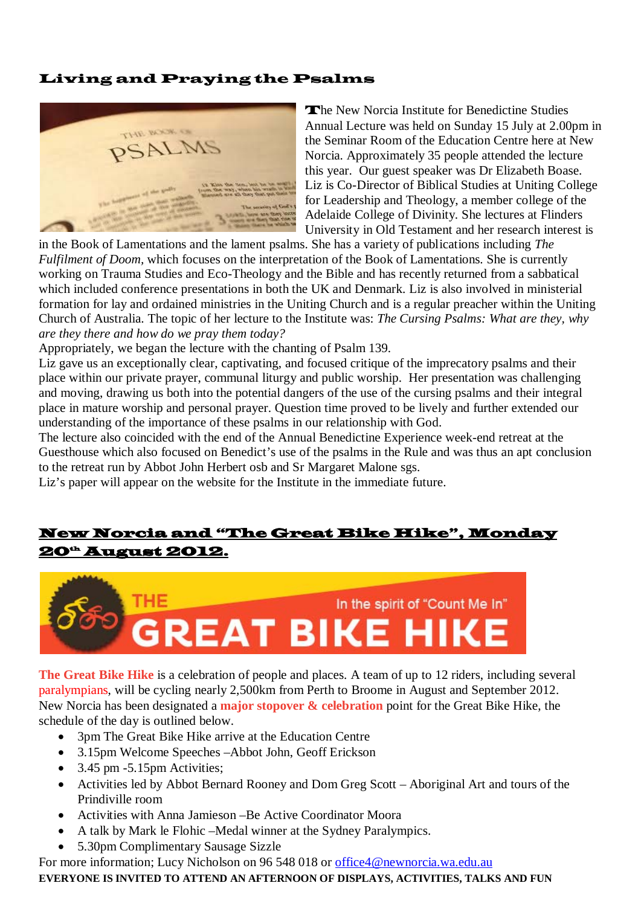## Living and Praying the Psalms

The New Norcia Institute for Benedictine Studies Annual Lecture was held on Sunday 15 July at 2.00pm in the Seminar Room of the Education Centre here at New Norcia. Approximately 35 people attended the lecture this year. Our guest speaker was Dr Elizabeth Boase. Liz is Co-Director of Biblical Studies at Uniting College for Leadership and Theology, a member college of the Adelaide College of Divinity. She lectures at Flinders University in Old Testament and her research interest is in the Book of Lamentations and the lament psalms. She has a variety of publications including *The Fulfilment of Doom*, which focuses on the interpretation of the Book of Lamentations. She is currently working on Trauma Studies and Eco-Theology and the Bible and has recently returned from a sabbatical which included conference presentations in both the UK and Denmark. Liz is also involved in ministerial formation for lay and ordained ministries in the Uniting Church and is a regular preacher within the Uniting Church of Australia. The topic of her lecture to the Institute was: *The Cursing Psalms: What are they, why are they there and how do we pray them today?*

Appropriately, we began the lecture with the chanting of Psalm 139.

Liz gave us an exceptionally clear, captivating, and focused critique of the imprecatory psalms and their place within our private prayer, communal liturgy and public worship. Her presentation was challenging and moving, drawing us both into the potential dangers of the use of the cursing psalms and their integral place in mature worship and personal prayer. Question time proved to be lively and further extended our understanding of the importance of these psalms in our relationship with God.

The lecture also coincided with the end of the Annual Benedictine Experience week-end retreat at the Guesthouse which also focused on Benedict's use of the psalms in the Rule and was thus an apt conclusion to the retreat run by Abbot John Herbert osb and Sr Margaret Malone sgs.

Liz's paper will appear on the website for the Institute in the immediate future.

## New Norcia and "The Great Bike Hike", Monday 20th August 2012.

THE GREAT BIKE HIKE — In the spirit of "Count Me In"

**The Great Bike Hike** is a celebration of people and places. A team of up to 12 riders, including several paralympians, will be cycling nearly 2,500km from Perth to Broome in August and September 2012. New Norcia has been designated a **major stopover & celebration** point for the Great Bike Hike, the schedule of the day is outlined below.

- 3pm The Great Bike Hike arrive at the Education Centre
- 3.15pm Welcome Speeches –Abbot John, Geoff Erickson
- 3.45 pm -5.15pm Activities;
- Activities led by Abbot Bernard Rooney and Dom Greg Scott – Aboriginal Art and tours of the Prindiville room
- Activities with Anna Jamieson –Be Active Coordinator Moora
- A talk by Mark le Flohic –Medal winner at the Sydney Paralympics.
- 5.30pm Complimentary Sausage Sizzle

For more information; Lucy Nicholson on 96 548 018 or office4@newnorcia.wa.edu.au

**EVERYONE IS INVITED TO ATTEND AN AFTERNOON OF DISPLAYS, ACTIVITIES, TALKS AND FUN**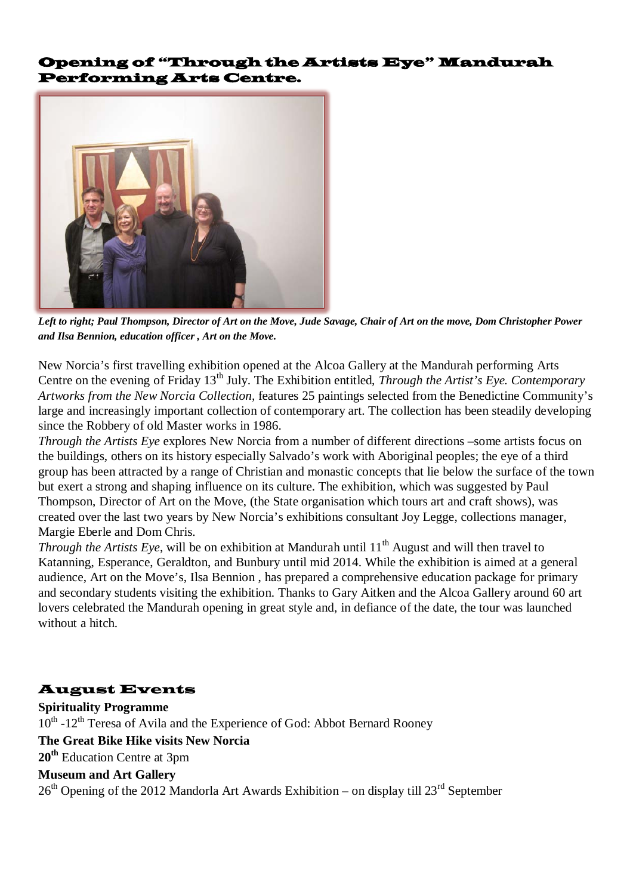## Opening of "Through the Artists Eye" Mandurah Performing Arts Centre.

***Left to right; Paul Thompson, Director of Art on the Move, Jude Savage, Chair of Art on the move, Dom Christopher Power and Ilsa Bennion, education officer , Art on the Move.***

New Norcia's first travelling exhibition opened at the Alcoa Gallery at the Mandurah performing Arts Centre on the evening of Friday 13th July. The Exhibition entitled, *Through the Artist's Eye. Contemporary Artworks from the New Norcia Collection,* features 25 paintings selected from the Benedictine Community's large and increasingly important collection of contemporary art. The collection has been steadily developing since the Robbery of old Master works in 1986.

*Through the Artists Eye* explores New Norcia from a number of different directions –some artists focus on the buildings, others on its history especially Salvado's work with Aboriginal peoples; the eye of a third group has been attracted by a range of Christian and monastic concepts that lie below the surface of the town but exert a strong and shaping influence on its culture. The exhibition, which was suggested by Paul Thompson, Director of Art on the Move, (the State organisation which tours art and craft shows), was created over the last two years by New Norcia's exhibitions consultant Joy Legge, collections manager, Margie Eberle and Dom Chris.

*Through the Artists Eye*, will be on exhibition at Mandurah until 11th August and will then travel to Katanning, Esperance, Geraldton, and Bunbury until mid 2014. While the exhibition is aimed at a general audience, Art on the Move's, Ilsa Bennion , has prepared a comprehensive education package for primary and secondary students visiting the exhibition. Thanks to Gary Aitken and the Alcoa Gallery around 60 art lovers celebrated the Mandurah opening in great style and, in defiance of the date, the tour was launched without a hitch.

## August Events

**Spirituality Programme**

10th -12th Teresa of Avila and the Experience of God: Abbot Bernard Rooney

**The Great Bike Hike visits New Norcia**

**20th** Education Centre at 3pm

**Museum and Art Gallery**

26th Opening of the 2012 Mandorla Art Awards Exhibition – on display till 23rd September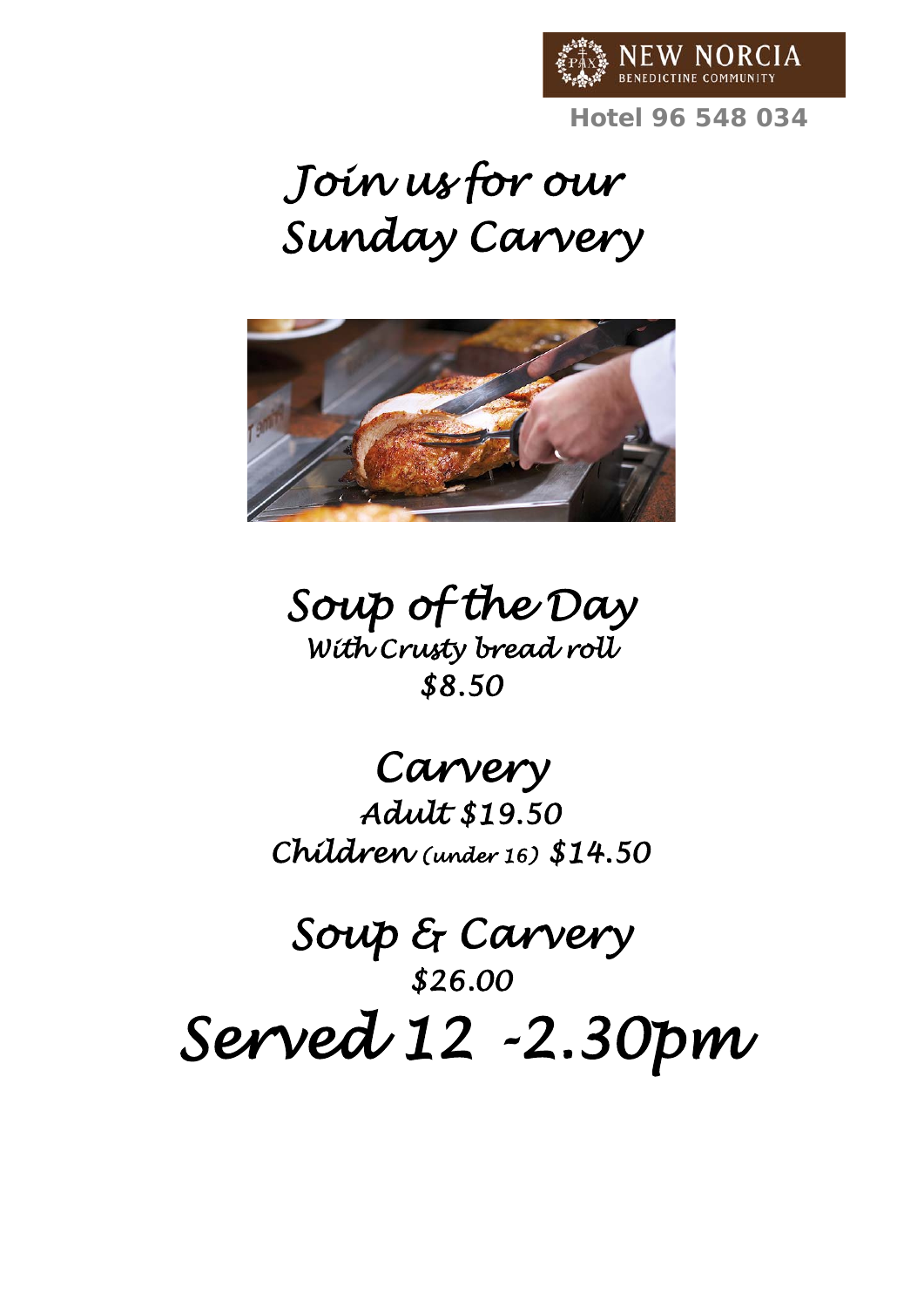NEW NORCIA
BENEDICTINE COMMUNITY

**Hotel 96 548 034**

# *Join us for our Sunday Carvery*

## *Soup of the Day*

*With Crusty bread roll*

*$8.50*

## *Carvery*

*Adult $19.50*

*Children (under 16) $14.50*

## *Soup & Carvery*

*$26.00*

# *Served 12 -2.30pm*